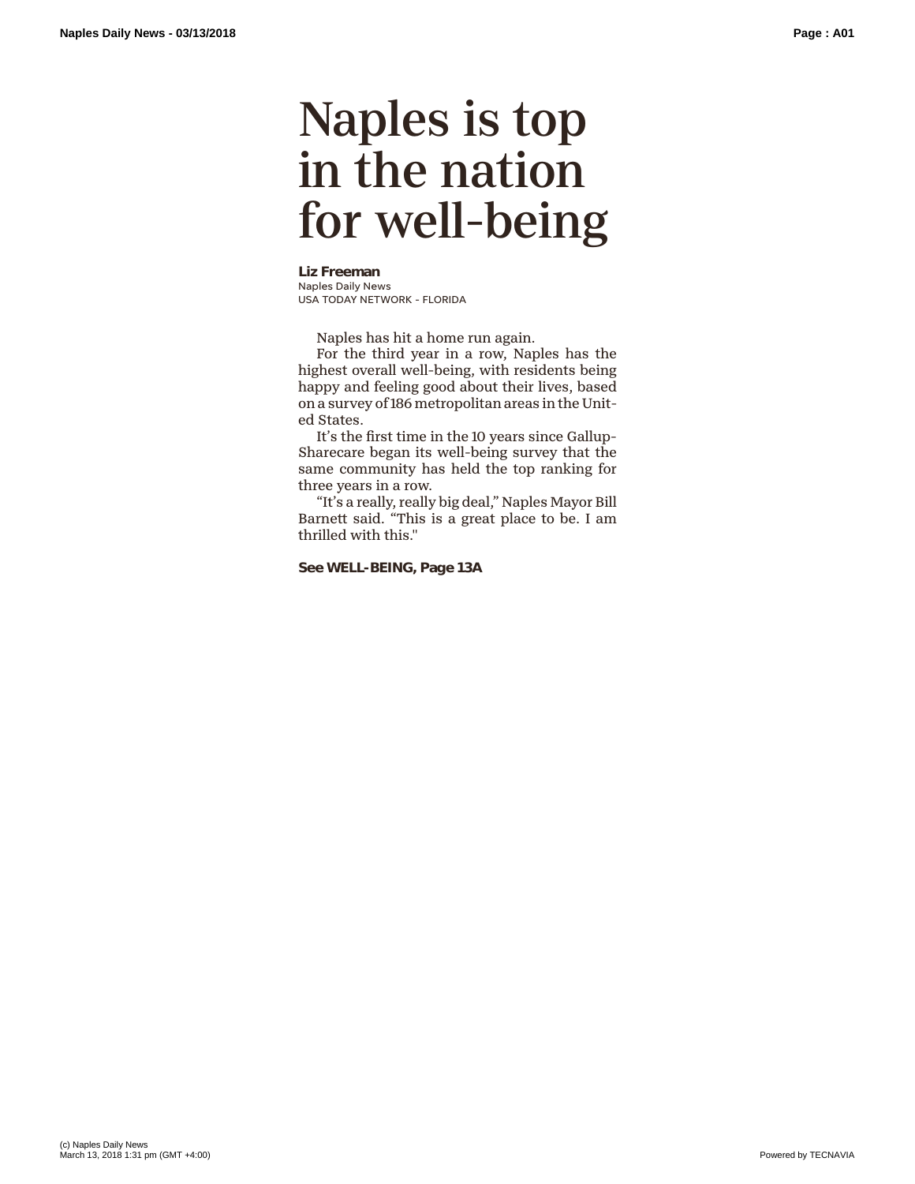# Naples is top in the nation for well-being

**Liz Freeman**
Naples Daily News
USA TODAY NETWORK - FLORIDA

Naples has hit a home run again.

For the third year in a row, Naples has the highest overall well-being, with residents being happy and feeling good about their lives, based on a survey of 186 metropolitan areas in the United States.

It's the first time in the 10 years since Gallup-Sharecare began its well-being survey that the same community has held the top ranking for three years in a row.

"It's a really, really big deal," Naples Mayor Bill Barnett said. "This is a great place to be. I am thrilled with this."

**See WELL-BEING, Page 13A**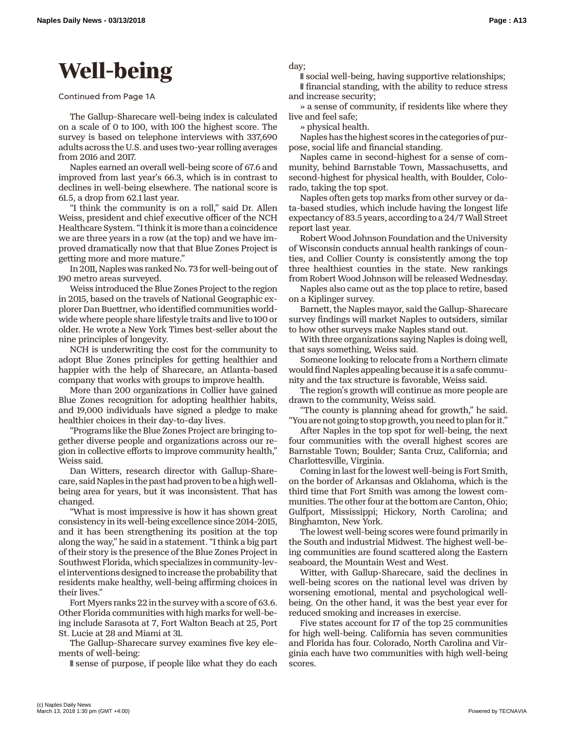# Well-being

Continued from Page 1A

The Gallup-Sharecare well-being index is calculated on a scale of 0 to 100, with 100 the highest score. The survey is based on telephone interviews with 337,690 adults across the U.S. and uses two-year rolling averages from 2016 and 2017.

Naples earned an overall well-being score of 67.6 and improved from last year's 66.3, which is in contrast to declines in well-being elsewhere. The national score is 61.5, a drop from 62.1 last year.

"I think the community is on a roll," said Dr. Allen Weiss, president and chief executive officer of the NCH Healthcare System. "I think it is more than a coincidence we are three years in a row (at the top) and we have improved dramatically now that that Blue Zones Project is getting more and more mature."

In 2011, Naples was ranked No. 73 for well-being out of 190 metro areas surveyed.

Weiss introduced the Blue Zones Project to the region in 2015, based on the travels of National Geographic explorer Dan Buettner, who identified communities worldwide where people share lifestyle traits and live to 100 or older. He wrote a New York Times best-seller about the nine principles of longevity.

NCH is underwriting the cost for the community to adopt Blue Zones principles for getting healthier and happier with the help of Sharecare, an Atlanta-based company that works with groups to improve health.

More than 200 organizations in Collier have gained Blue Zones recognition for adopting healthier habits, and 19,000 individuals have signed a pledge to make healthier choices in their day-to-day lives.

"Programs like the Blue Zones Project are bringing together diverse people and organizations across our region in collective efforts to improve community health," Weiss said.

Dan Witters, research director with Gallup-Sharecare, said Naples in the past had proven to be a high well-being area for years, but it was inconsistent. That has changed.

"What is most impressive is how it has shown great consistency in its well-being excellence since 2014-2015, and it has been strengthening its position at the top along the way," he said in a statement. "I think a big part of their story is the presence of the Blue Zones Project in Southwest Florida, which specializes in community-level interventions designed to increase the probability that residents make healthy, well-being affirming choices in their lives."

Fort Myers ranks 22 in the survey with a score of 63.6. Other Florida communities with high marks for well-being include Sarasota at 7, Fort Walton Beach at 25, Port St. Lucie at 28 and Miami at 31.

The Gallup-Sharecare survey examines five key elements of well-being:

- sense of purpose, if people like what they do each day;
- social well-being, having supportive relationships;
- financial standing, with the ability to reduce stress and increase security;
- a sense of community, if residents like where they live and feel safe;
- physical health.

Naples has the highest scores in the categories of purpose, social life and financial standing.

Naples came in second-highest for a sense of community, behind Barnstable Town, Massachusetts, and second-highest for physical health, with Boulder, Colorado, taking the top spot.

Naples often gets top marks from other survey or data-based studies, which include having the longest life expectancy of 83.5 years, according to a 24/7 Wall Street report last year.

Robert Wood Johnson Foundation and the University of Wisconsin conducts annual health rankings of counties, and Collier County is consistently among the top three healthiest counties in the state. New rankings from Robert Wood Johnson will be released Wednesday.

Naples also came out as the top place to retire, based on a Kiplinger survey.

Barnett, the Naples mayor, said the Gallup-Sharecare survey findings will market Naples to outsiders, similar to how other surveys make Naples stand out.

With three organizations saying Naples is doing well, that says something, Weiss said.

Someone looking to relocate from a Northern climate would find Naples appealing because it is a safe community and the tax structure is favorable, Weiss said.

The region's growth will continue as more people are drawn to the community, Weiss said.

"The county is planning ahead for growth," he said. "You are not going to stop growth, you need to plan for it."

After Naples in the top spot for well-being, the next four communities with the overall highest scores are Barnstable Town; Boulder; Santa Cruz, California; and Charlottesville, Virginia.

Coming in last for the lowest well-being is Fort Smith, on the border of Arkansas and Oklahoma, which is the third time that Fort Smith was among the lowest communities. The other four at the bottom are Canton, Ohio; Gulfport, Mississippi; Hickory, North Carolina; and Binghamton, New York.

The lowest well-being scores were found primarily in the South and industrial Midwest. The highest well-being communities are found scattered along the Eastern seaboard, the Mountain West and West.

Witter, with Gallup-Sharecare, said the declines in well-being scores on the national level was driven by worsening emotional, mental and psychological well-being. On the other hand, it was the best year ever for reduced smoking and increases in exercise.

Five states account for 17 of the top 25 communities for high well-being. California has seven communities and Florida has four. Colorado, North Carolina and Virginia each have two communities with high well-being scores.